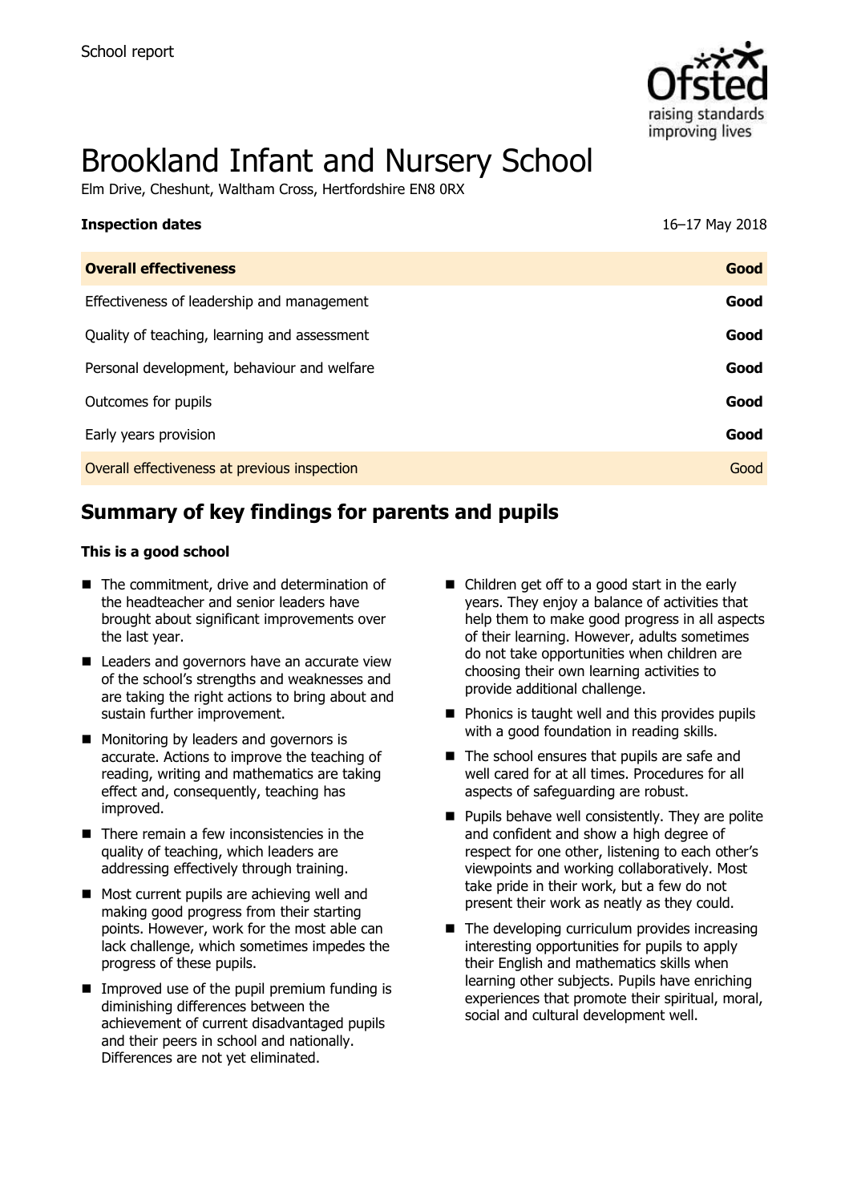School report

# Brookland Infant and Nursery School

Elm Drive, Cheshunt, Waltham Cross, Hertfordshire EN8 0RX

| **Inspection dates** | 16–17 May 2018 |
| --- | --- |
| **Overall effectiveness** | **Good** |
| Effectiveness of leadership and management | **Good** |
| Quality of teaching, learning and assessment | **Good** |
| Personal development, behaviour and welfare | **Good** |
| Outcomes for pupils | **Good** |
| Early years provision | **Good** |
| Overall effectiveness at previous inspection | Good |

## Summary of key findings for parents and pupils

**This is a good school**

- The commitment, drive and determination of the headteacher and senior leaders have brought about significant improvements over the last year.
- Leaders and governors have an accurate view of the school's strengths and weaknesses and are taking the right actions to bring about and sustain further improvement.
- Monitoring by leaders and governors is accurate. Actions to improve the teaching of reading, writing and mathematics are taking effect and, consequently, teaching has improved.
- There remain a few inconsistencies in the quality of teaching, which leaders are addressing effectively through training.
- Most current pupils are achieving well and making good progress from their starting points. However, work for the most able can lack challenge, which sometimes impedes the progress of these pupils.
- Improved use of the pupil premium funding is diminishing differences between the achievement of current disadvantaged pupils and their peers in school and nationally. Differences are not yet eliminated.
- Children get off to a good start in the early years. They enjoy a balance of activities that help them to make good progress in all aspects of their learning. However, adults sometimes do not take opportunities when children are choosing their own learning activities to provide additional challenge.
- Phonics is taught well and this provides pupils with a good foundation in reading skills.
- The school ensures that pupils are safe and well cared for at all times. Procedures for all aspects of safeguarding are robust.
- Pupils behave well consistently. They are polite and confident and show a high degree of respect for one other, listening to each other's viewpoints and working collaboratively. Most take pride in their work, but a few do not present their work as neatly as they could.
- The developing curriculum provides increasing interesting opportunities for pupils to apply their English and mathematics skills when learning other subjects. Pupils have enriching experiences that promote their spiritual, moral, social and cultural development well.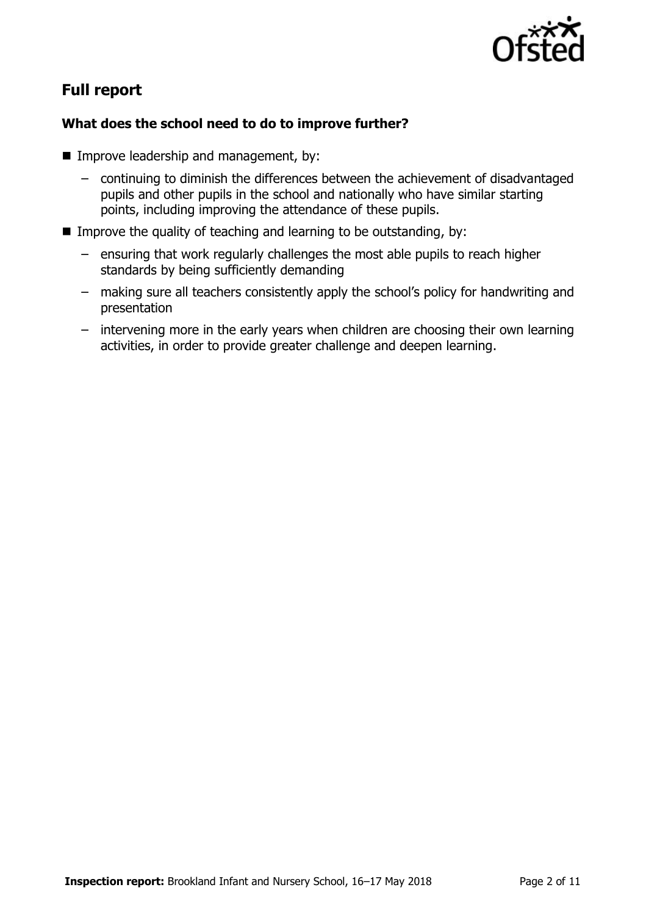## Full report

### What does the school need to do to improve further?

- Improve leadership and management, by:
  - continuing to diminish the differences between the achievement of disadvantaged pupils and other pupils in the school and nationally who have similar starting points, including improving the attendance of these pupils.
- Improve the quality of teaching and learning to be outstanding, by:
  - ensuring that work regularly challenges the most able pupils to reach higher standards by being sufficiently demanding
  - making sure all teachers consistently apply the school's policy for handwriting and presentation
  - intervening more in the early years when children are choosing their own learning activities, in order to provide greater challenge and deepen learning.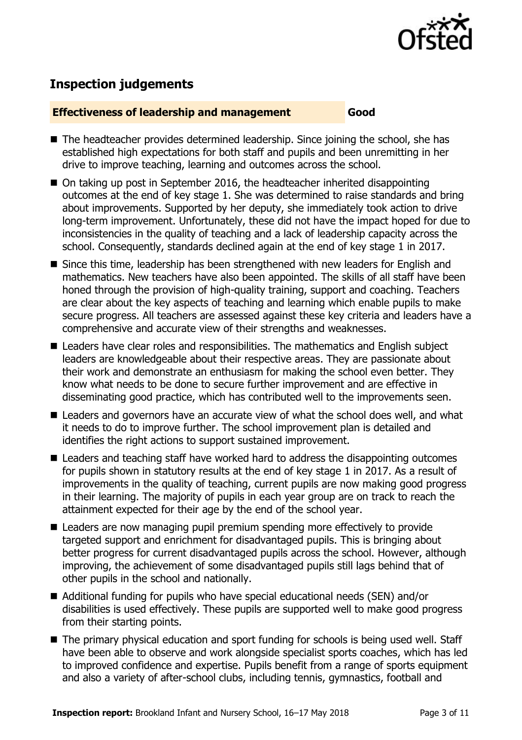## Inspection judgements

**Effectiveness of leadership and management** **Good**

- The headteacher provides determined leadership. Since joining the school, she has established high expectations for both staff and pupils and been unremitting in her drive to improve teaching, learning and outcomes across the school.
- On taking up post in September 2016, the headteacher inherited disappointing outcomes at the end of key stage 1. She was determined to raise standards and bring about improvements. Supported by her deputy, she immediately took action to drive long-term improvement. Unfortunately, these did not have the impact hoped for due to inconsistencies in the quality of teaching and a lack of leadership capacity across the school. Consequently, standards declined again at the end of key stage 1 in 2017.
- Since this time, leadership has been strengthened with new leaders for English and mathematics. New teachers have also been appointed. The skills of all staff have been honed through the provision of high-quality training, support and coaching. Teachers are clear about the key aspects of teaching and learning which enable pupils to make secure progress. All teachers are assessed against these key criteria and leaders have a comprehensive and accurate view of their strengths and weaknesses.
- Leaders have clear roles and responsibilities. The mathematics and English subject leaders are knowledgeable about their respective areas. They are passionate about their work and demonstrate an enthusiasm for making the school even better. They know what needs to be done to secure further improvement and are effective in disseminating good practice, which has contributed well to the improvements seen.
- Leaders and governors have an accurate view of what the school does well, and what it needs to do to improve further. The school improvement plan is detailed and identifies the right actions to support sustained improvement.
- Leaders and teaching staff have worked hard to address the disappointing outcomes for pupils shown in statutory results at the end of key stage 1 in 2017. As a result of improvements in the quality of teaching, current pupils are now making good progress in their learning. The majority of pupils in each year group are on track to reach the attainment expected for their age by the end of the school year.
- Leaders are now managing pupil premium spending more effectively to provide targeted support and enrichment for disadvantaged pupils. This is bringing about better progress for current disadvantaged pupils across the school. However, although improving, the achievement of some disadvantaged pupils still lags behind that of other pupils in the school and nationally.
- Additional funding for pupils who have special educational needs (SEN) and/or disabilities is used effectively. These pupils are supported well to make good progress from their starting points.
- The primary physical education and sport funding for schools is being used well. Staff have been able to observe and work alongside specialist sports coaches, which has led to improved confidence and expertise. Pupils benefit from a range of sports equipment and also a variety of after-school clubs, including tennis, gymnastics, football and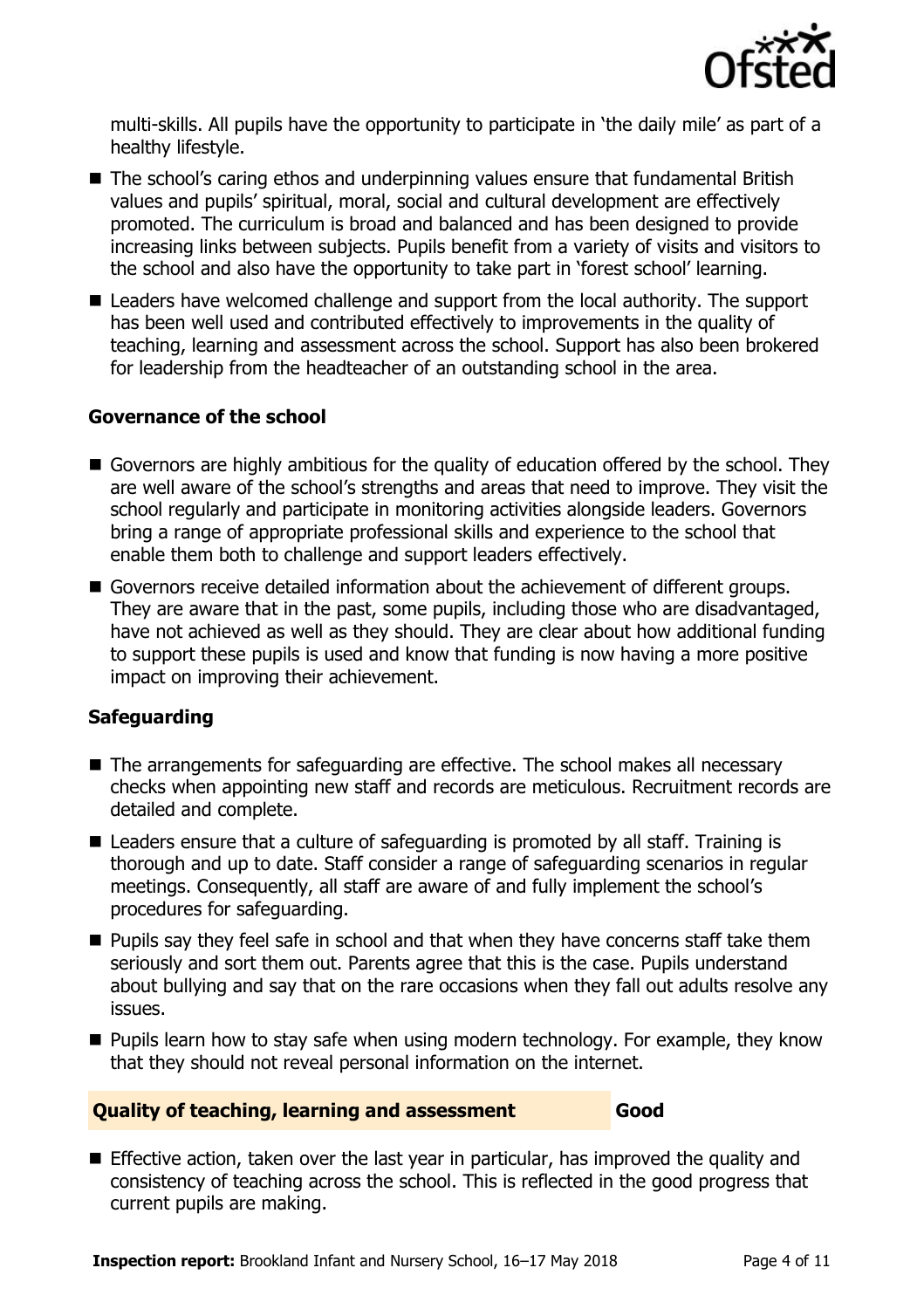multi-skills. All pupils have the opportunity to participate in 'the daily mile' as part of a healthy lifestyle.

- The school's caring ethos and underpinning values ensure that fundamental British values and pupils' spiritual, moral, social and cultural development are effectively promoted. The curriculum is broad and balanced and has been designed to provide increasing links between subjects. Pupils benefit from a variety of visits and visitors to the school and also have the opportunity to take part in 'forest school' learning.
- Leaders have welcomed challenge and support from the local authority. The support has been well used and contributed effectively to improvements in the quality of teaching, learning and assessment across the school. Support has also been brokered for leadership from the headteacher of an outstanding school in the area.

### Governance of the school

- Governors are highly ambitious for the quality of education offered by the school. They are well aware of the school's strengths and areas that need to improve. They visit the school regularly and participate in monitoring activities alongside leaders. Governors bring a range of appropriate professional skills and experience to the school that enable them both to challenge and support leaders effectively.
- Governors receive detailed information about the achievement of different groups. They are aware that in the past, some pupils, including those who are disadvantaged, have not achieved as well as they should. They are clear about how additional funding to support these pupils is used and know that funding is now having a more positive impact on improving their achievement.

### Safeguarding

- The arrangements for safeguarding are effective. The school makes all necessary checks when appointing new staff and records are meticulous. Recruitment records are detailed and complete.
- Leaders ensure that a culture of safeguarding is promoted by all staff. Training is thorough and up to date. Staff consider a range of safeguarding scenarios in regular meetings. Consequently, all staff are aware of and fully implement the school's procedures for safeguarding.
- Pupils say they feel safe in school and that when they have concerns staff take them seriously and sort them out. Parents agree that this is the case. Pupils understand about bullying and say that on the rare occasions when they fall out adults resolve any issues.
- Pupils learn how to stay safe when using modern technology. For example, they know that they should not reveal personal information on the internet.

## Quality of teaching, learning and assessment — Good

- Effective action, taken over the last year in particular, has improved the quality and consistency of teaching across the school. This is reflected in the good progress that current pupils are making.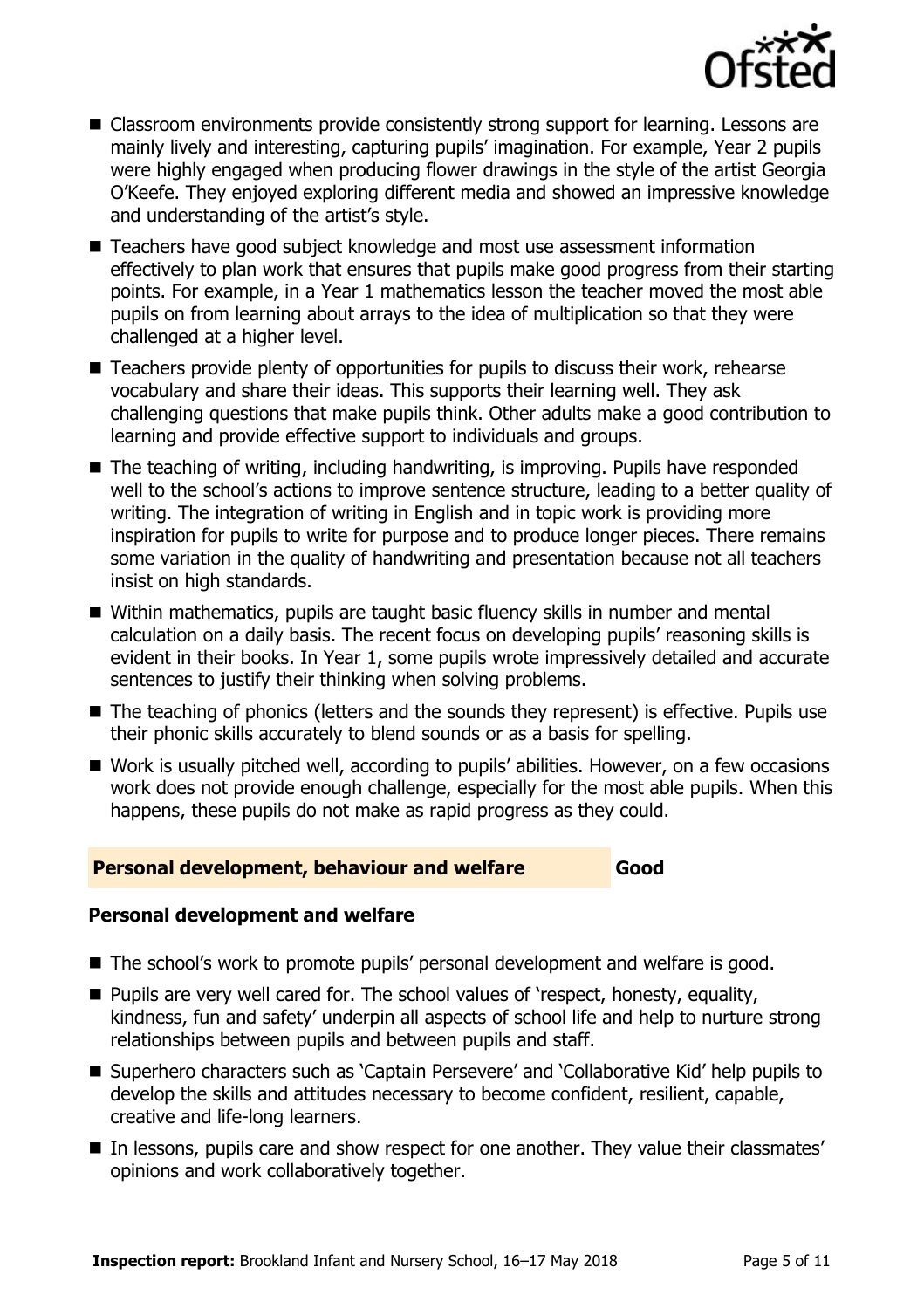- Classroom environments provide consistently strong support for learning. Lessons are mainly lively and interesting, capturing pupils' imagination. For example, Year 2 pupils were highly engaged when producing flower drawings in the style of the artist Georgia O'Keefe. They enjoyed exploring different media and showed an impressive knowledge and understanding of the artist's style.
- Teachers have good subject knowledge and most use assessment information effectively to plan work that ensures that pupils make good progress from their starting points. For example, in a Year 1 mathematics lesson the teacher moved the most able pupils on from learning about arrays to the idea of multiplication so that they were challenged at a higher level.
- Teachers provide plenty of opportunities for pupils to discuss their work, rehearse vocabulary and share their ideas. This supports their learning well. They ask challenging questions that make pupils think. Other adults make a good contribution to learning and provide effective support to individuals and groups.
- The teaching of writing, including handwriting, is improving. Pupils have responded well to the school's actions to improve sentence structure, leading to a better quality of writing. The integration of writing in English and in topic work is providing more inspiration for pupils to write for purpose and to produce longer pieces. There remains some variation in the quality of handwriting and presentation because not all teachers insist on high standards.
- Within mathematics, pupils are taught basic fluency skills in number and mental calculation on a daily basis. The recent focus on developing pupils' reasoning skills is evident in their books. In Year 1, some pupils wrote impressively detailed and accurate sentences to justify their thinking when solving problems.
- The teaching of phonics (letters and the sounds they represent) is effective. Pupils use their phonic skills accurately to blend sounds or as a basis for spelling.
- Work is usually pitched well, according to pupils' abilities. However, on a few occasions work does not provide enough challenge, especially for the most able pupils. When this happens, these pupils do not make as rapid progress as they could.

## Personal development, behaviour and welfare — Good

### Personal development and welfare

- The school's work to promote pupils' personal development and welfare is good.
- Pupils are very well cared for. The school values of 'respect, honesty, equality, kindness, fun and safety' underpin all aspects of school life and help to nurture strong relationships between pupils and between pupils and staff.
- Superhero characters such as 'Captain Persevere' and 'Collaborative Kid' help pupils to develop the skills and attitudes necessary to become confident, resilient, capable, creative and life-long learners.
- In lessons, pupils care and show respect for one another. They value their classmates' opinions and work collaboratively together.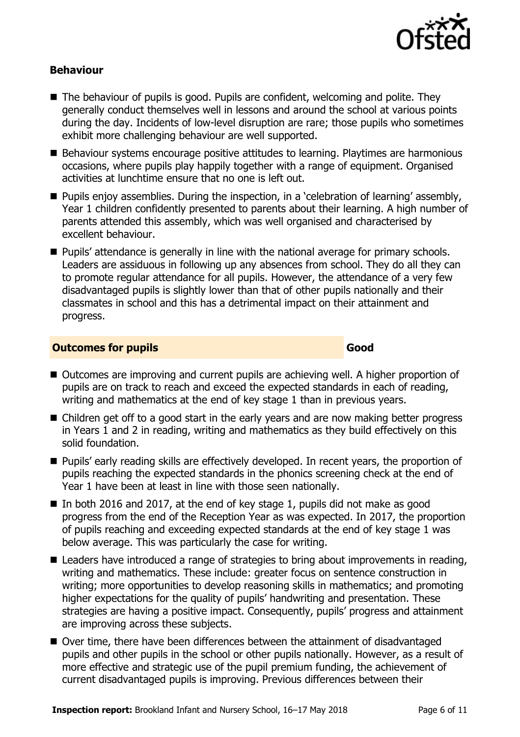### Behaviour

- The behaviour of pupils is good. Pupils are confident, welcoming and polite. They generally conduct themselves well in lessons and around the school at various points during the day. Incidents of low-level disruption are rare; those pupils who sometimes exhibit more challenging behaviour are well supported.
- Behaviour systems encourage positive attitudes to learning. Playtimes are harmonious occasions, where pupils play happily together with a range of equipment. Organised activities at lunchtime ensure that no one is left out.
- Pupils enjoy assemblies. During the inspection, in a 'celebration of learning' assembly, Year 1 children confidently presented to parents about their learning. A high number of parents attended this assembly, which was well organised and characterised by excellent behaviour.
- Pupils' attendance is generally in line with the national average for primary schools. Leaders are assiduous in following up any absences from school. They do all they can to promote regular attendance for all pupils. However, the attendance of a very few disadvantaged pupils is slightly lower than that of other pupils nationally and their classmates in school and this has a detrimental impact on their attainment and progress.

### Outcomes for pupils — Good

- Outcomes are improving and current pupils are achieving well. A higher proportion of pupils are on track to reach and exceed the expected standards in each of reading, writing and mathematics at the end of key stage 1 than in previous years.
- Children get off to a good start in the early years and are now making better progress in Years 1 and 2 in reading, writing and mathematics as they build effectively on this solid foundation.
- Pupils' early reading skills are effectively developed. In recent years, the proportion of pupils reaching the expected standards in the phonics screening check at the end of Year 1 have been at least in line with those seen nationally.
- In both 2016 and 2017, at the end of key stage 1, pupils did not make as good progress from the end of the Reception Year as was expected. In 2017, the proportion of pupils reaching and exceeding expected standards at the end of key stage 1 was below average. This was particularly the case for writing.
- Leaders have introduced a range of strategies to bring about improvements in reading, writing and mathematics. These include: greater focus on sentence construction in writing; more opportunities to develop reasoning skills in mathematics; and promoting higher expectations for the quality of pupils' handwriting and presentation. These strategies are having a positive impact. Consequently, pupils' progress and attainment are improving across these subjects.
- Over time, there have been differences between the attainment of disadvantaged pupils and other pupils in the school or other pupils nationally. However, as a result of more effective and strategic use of the pupil premium funding, the achievement of current disadvantaged pupils is improving. Previous differences between their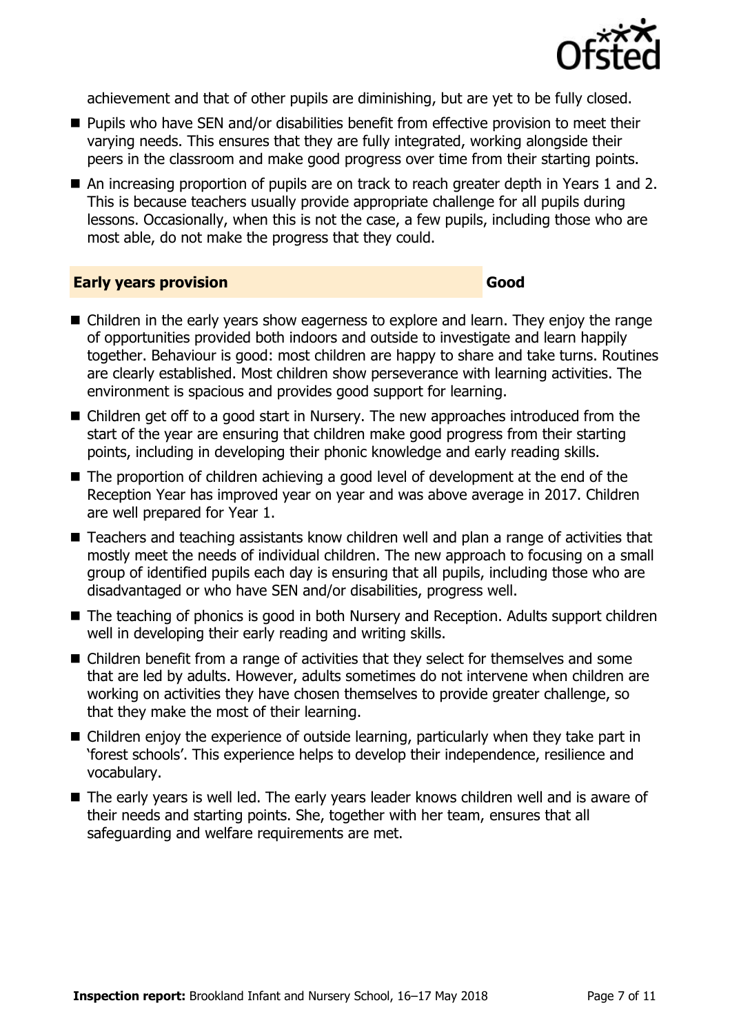achievement and that of other pupils are diminishing, but are yet to be fully closed.

- Pupils who have SEN and/or disabilities benefit from effective provision to meet their varying needs. This ensures that they are fully integrated, working alongside their peers in the classroom and make good progress over time from their starting points.
- An increasing proportion of pupils are on track to reach greater depth in Years 1 and 2. This is because teachers usually provide appropriate challenge for all pupils during lessons. Occasionally, when this is not the case, a few pupils, including those who are most able, do not make the progress that they could.

## Early years provision — Good

- Children in the early years show eagerness to explore and learn. They enjoy the range of opportunities provided both indoors and outside to investigate and learn happily together. Behaviour is good: most children are happy to share and take turns. Routines are clearly established. Most children show perseverance with learning activities. The environment is spacious and provides good support for learning.
- Children get off to a good start in Nursery. The new approaches introduced from the start of the year are ensuring that children make good progress from their starting points, including in developing their phonic knowledge and early reading skills.
- The proportion of children achieving a good level of development at the end of the Reception Year has improved year on year and was above average in 2017. Children are well prepared for Year 1.
- Teachers and teaching assistants know children well and plan a range of activities that mostly meet the needs of individual children. The new approach to focusing on a small group of identified pupils each day is ensuring that all pupils, including those who are disadvantaged or who have SEN and/or disabilities, progress well.
- The teaching of phonics is good in both Nursery and Reception. Adults support children well in developing their early reading and writing skills.
- Children benefit from a range of activities that they select for themselves and some that are led by adults. However, adults sometimes do not intervene when children are working on activities they have chosen themselves to provide greater challenge, so that they make the most of their learning.
- Children enjoy the experience of outside learning, particularly when they take part in 'forest schools'. This experience helps to develop their independence, resilience and vocabulary.
- The early years is well led. The early years leader knows children well and is aware of their needs and starting points. She, together with her team, ensures that all safeguarding and welfare requirements are met.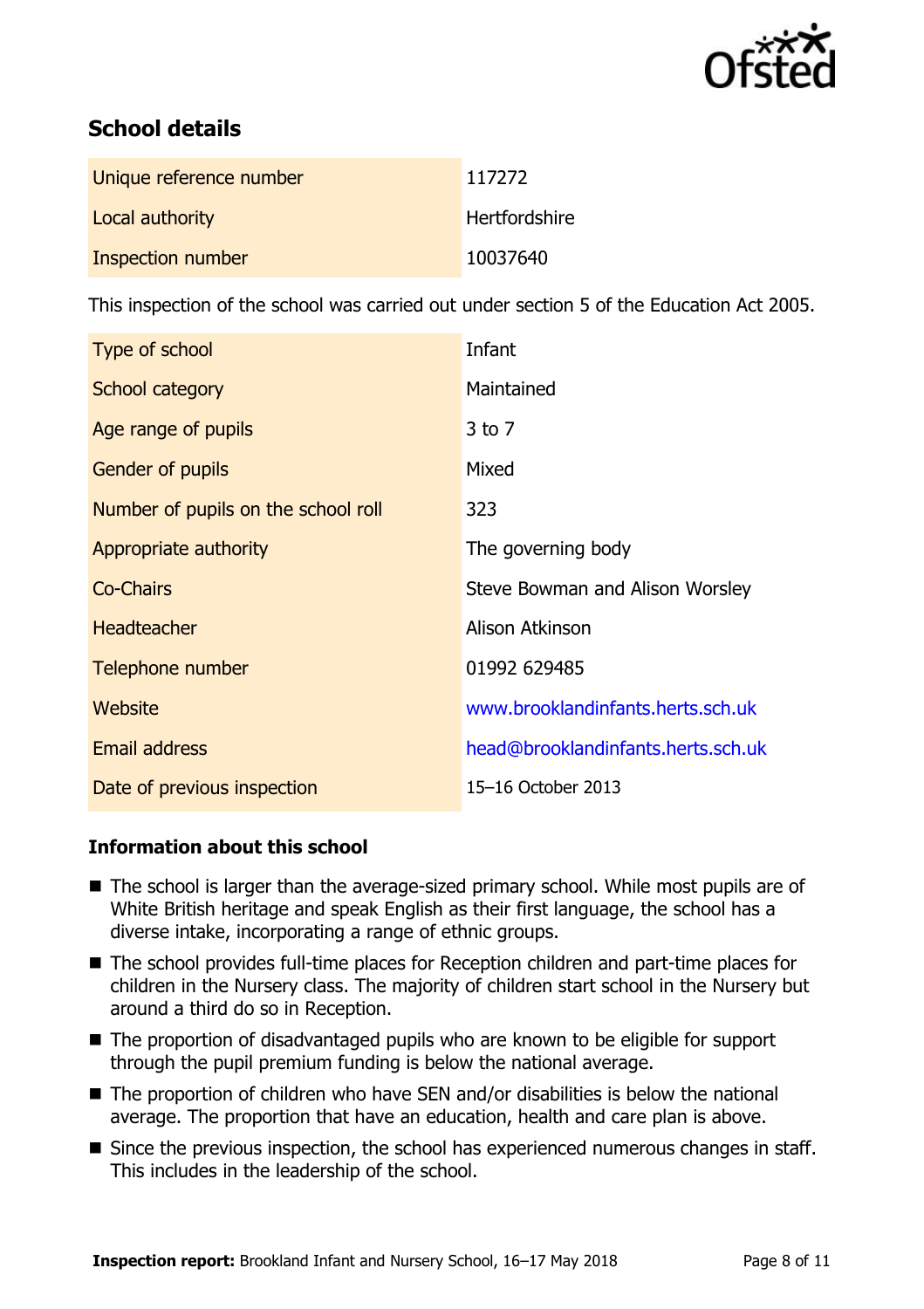## School details

| | |
|---|---|
| Unique reference number | 117272 |
| Local authority | Hertfordshire |
| Inspection number | 10037640 |

This inspection of the school was carried out under section 5 of the Education Act 2005.

| | |
|---|---|
| Type of school | Infant |
| School category | Maintained |
| Age range of pupils | 3 to 7 |
| Gender of pupils | Mixed |
| Number of pupils on the school roll | 323 |
| Appropriate authority | The governing body |
| Co-Chairs | Steve Bowman and Alison Worsley |
| Headteacher | Alison Atkinson |
| Telephone number | 01992 629485 |
| Website | www.brooklandinfants.herts.sch.uk |
| Email address | head@brooklandinfants.herts.sch.uk |
| Date of previous inspection | 15–16 October 2013 |

### Information about this school

- The school is larger than the average-sized primary school. While most pupils are of White British heritage and speak English as their first language, the school has a diverse intake, incorporating a range of ethnic groups.
- The school provides full-time places for Reception children and part-time places for children in the Nursery class. The majority of children start school in the Nursery but around a third do so in Reception.
- The proportion of disadvantaged pupils who are known to be eligible for support through the pupil premium funding is below the national average.
- The proportion of children who have SEN and/or disabilities is below the national average. The proportion that have an education, health and care plan is above.
- Since the previous inspection, the school has experienced numerous changes in staff. This includes in the leadership of the school.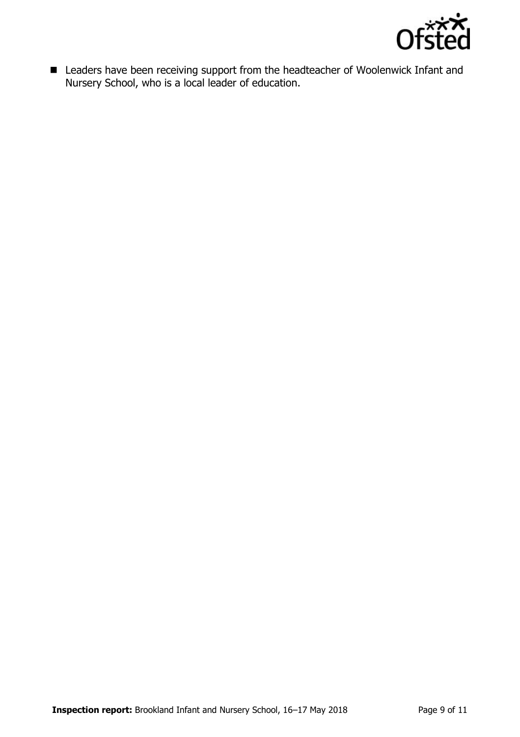- Leaders have been receiving support from the headteacher of Woolenwick Infant and Nursery School, who is a local leader of education.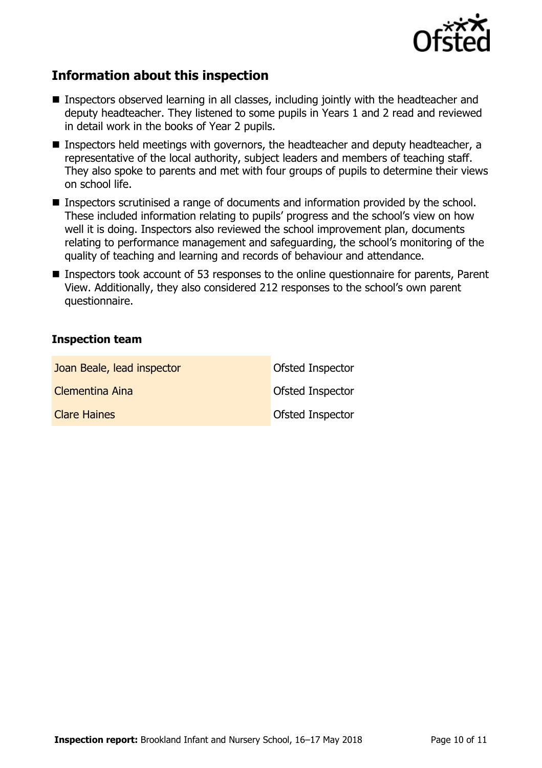## Information about this inspection

- Inspectors observed learning in all classes, including jointly with the headteacher and deputy headteacher. They listened to some pupils in Years 1 and 2 read and reviewed in detail work in the books of Year 2 pupils.
- Inspectors held meetings with governors, the headteacher and deputy headteacher, a representative of the local authority, subject leaders and members of teaching staff. They also spoke to parents and met with four groups of pupils to determine their views on school life.
- Inspectors scrutinised a range of documents and information provided by the school. These included information relating to pupils' progress and the school's view on how well it is doing. Inspectors also reviewed the school improvement plan, documents relating to performance management and safeguarding, the school's monitoring of the quality of teaching and learning and records of behaviour and attendance.
- Inspectors took account of 53 responses to the online questionnaire for parents, Parent View. Additionally, they also considered 212 responses to the school's own parent questionnaire.

### Inspection team

| | |
|---|---|
| Joan Beale, lead inspector | Ofsted Inspector |
| Clementina Aina | Ofsted Inspector |
| Clare Haines | Ofsted Inspector |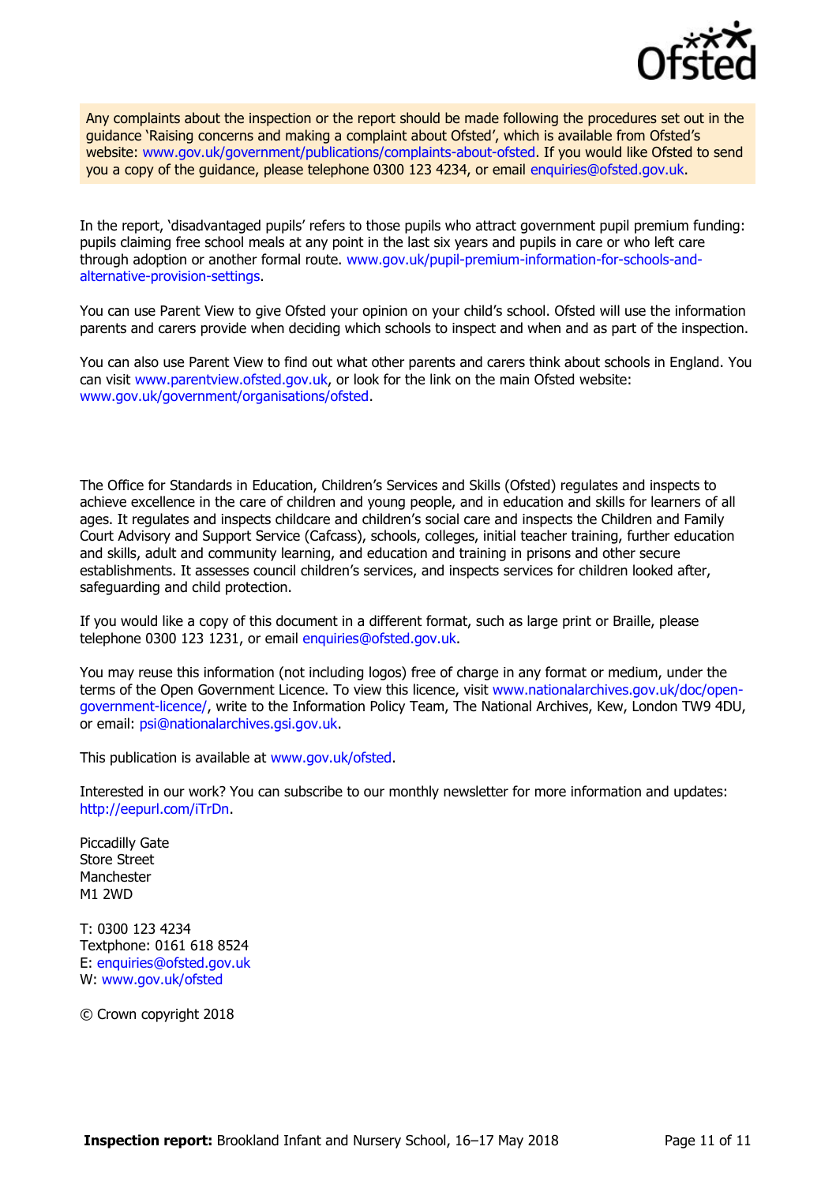Any complaints about the inspection or the report should be made following the procedures set out in the guidance 'Raising concerns and making a complaint about Ofsted', which is available from Ofsted's website: www.gov.uk/government/publications/complaints-about-ofsted. If you would like Ofsted to send you a copy of the guidance, please telephone 0300 123 4234, or email enquiries@ofsted.gov.uk.

In the report, 'disadvantaged pupils' refers to those pupils who attract government pupil premium funding: pupils claiming free school meals at any point in the last six years and pupils in care or who left care through adoption or another formal route. www.gov.uk/pupil-premium-information-for-schools-and-alternative-provision-settings.

You can use Parent View to give Ofsted your opinion on your child's school. Ofsted will use the information parents and carers provide when deciding which schools to inspect and when and as part of the inspection.

You can also use Parent View to find out what other parents and carers think about schools in England. You can visit www.parentview.ofsted.gov.uk, or look for the link on the main Ofsted website: www.gov.uk/government/organisations/ofsted.

The Office for Standards in Education, Children's Services and Skills (Ofsted) regulates and inspects to achieve excellence in the care of children and young people, and in education and skills for learners of all ages. It regulates and inspects childcare and children's social care and inspects the Children and Family Court Advisory and Support Service (Cafcass), schools, colleges, initial teacher training, further education and skills, adult and community learning, and education and training in prisons and other secure establishments. It assesses council children's services, and inspects services for children looked after, safeguarding and child protection.

If you would like a copy of this document in a different format, such as large print or Braille, please telephone 0300 123 1231, or email enquiries@ofsted.gov.uk.

You may reuse this information (not including logos) free of charge in any format or medium, under the terms of the Open Government Licence. To view this licence, visit www.nationalarchives.gov.uk/doc/open-government-licence/, write to the Information Policy Team, The National Archives, Kew, London TW9 4DU, or email: psi@nationalarchives.gsi.gov.uk.

This publication is available at www.gov.uk/ofsted.

Interested in our work? You can subscribe to our monthly newsletter for more information and updates: http://eepurl.com/iTrDn.

Piccadilly Gate
Store Street
Manchester
M1 2WD

T: 0300 123 4234
Textphone: 0161 618 8524
E: enquiries@ofsted.gov.uk
W: www.gov.uk/ofsted

© Crown copyright 2018